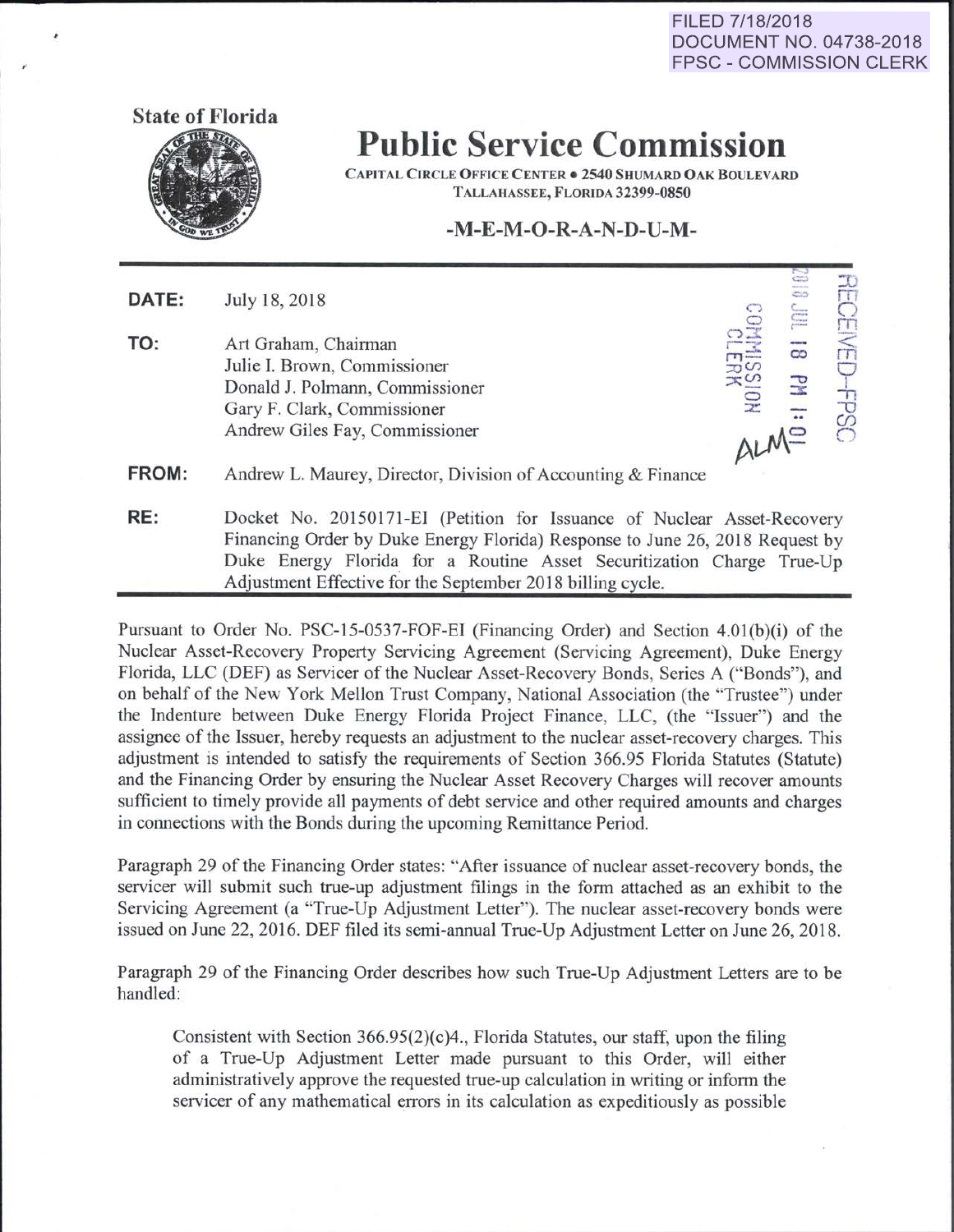FILED 7/18/2018
DOCUMENT NO. 04738-2018
FPSC - COMMISSION CLERK

**State of Florida**

# Public Service Commission

CAPITAL CIRCLE OFFICE CENTER • 2540 SHUMARD OAK BOULEVARD
TALLAHASSEE, FLORIDA 32399-0850

## -M-E-M-O-R-A-N-D-U-M-

**DATE:** July 18, 2018

**TO:** Art Graham, Chairman
Julie I. Brown, Commissioner
Donald J. Polmann, Commissioner
Gary F. Clark, Commissioner
Andrew Giles Fay, Commissioner

**FROM:** Andrew L. Maurey, Director, Division of Accounting & Finance

**RE:** Docket No. 20150171-EI (Petition for Issuance of Nuclear Asset-Recovery Financing Order by Duke Energy Florida) Response to June 26, 2018 Request by Duke Energy Florida for a Routine Asset Securitization Charge True-Up Adjustment Effective for the September 2018 billing cycle.

---

Pursuant to Order No. PSC-15-0537-FOF-EI (Financing Order) and Section 4.01(b)(i) of the Nuclear Asset-Recovery Property Servicing Agreement (Servicing Agreement), Duke Energy Florida, LLC (DEF) as Servicer of the Nuclear Asset-Recovery Bonds, Series A ("Bonds"), and on behalf of the New York Mellon Trust Company, National Association (the "Trustee") under the Indenture between Duke Energy Florida Project Finance, LLC, (the "Issuer") and the assignee of the Issuer, hereby requests an adjustment to the nuclear asset-recovery charges. This adjustment is intended to satisfy the requirements of Section 366.95 Florida Statutes (Statute) and the Financing Order by ensuring the Nuclear Asset Recovery Charges will recover amounts sufficient to timely provide all payments of debt service and other required amounts and charges in connections with the Bonds during the upcoming Remittance Period.

Paragraph 29 of the Financing Order states: "After issuance of nuclear asset-recovery bonds, the servicer will submit such true-up adjustment filings in the form attached as an exhibit to the Servicing Agreement (a "True-Up Adjustment Letter"). The nuclear asset-recovery bonds were issued on June 22, 2016. DEF filed its semi-annual True-Up Adjustment Letter on June 26, 2018.

Paragraph 29 of the Financing Order describes how such True-Up Adjustment Letters are to be handled:

> Consistent with Section 366.95(2)(c)4., Florida Statutes, our staff, upon the filing of a True-Up Adjustment Letter made pursuant to this Order, will either administratively approve the requested true-up calculation in writing or inform the servicer of any mathematical errors in its calculation as expeditiously as possible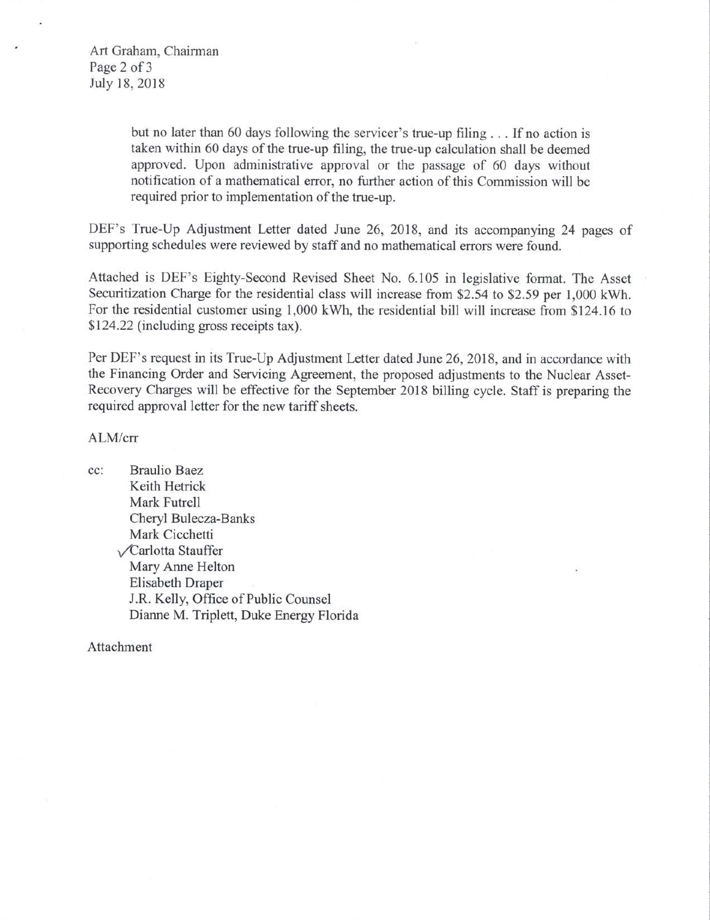> but no later than 60 days following the servicer's true-up filing . . . If no action is taken within 60 days of the true-up filing, the true-up calculation shall be deemed approved. Upon administrative approval or the passage of 60 days without notification of a mathematical error, no further action of this Commission will be required prior to implementation of the true-up.

DEF's True-Up Adjustment Letter dated June 26, 2018, and its accompanying 24 pages of supporting schedules were reviewed by staff and no mathematical errors were found.

Attached is DEF's Eighty-Second Revised Sheet No. 6.105 in legislative format. The Asset Securitization Charge for the residential class will increase from $2.54 to $2.59 per 1,000 kWh. For the residential customer using 1,000 kWh, the residential bill will increase from $124.16 to $124.22 (including gross receipts tax).

Per DEF's request in its True-Up Adjustment Letter dated June 26, 2018, and in accordance with the Financing Order and Servicing Agreement, the proposed adjustments to the Nuclear Asset-Recovery Charges will be effective for the September 2018 billing cycle. Staff is preparing the required approval letter for the new tariff sheets.

ALM/crr

cc: Braulio Baez
Keith Hetrick
Mark Futrell
Cheryl Bulecza-Banks
Mark Cicchetti
✓Carlotta Stauffer
Mary Anne Helton
Elisabeth Draper
J.R. Kelly, Office of Public Counsel
Dianne M. Triplett, Duke Energy Florida

Attachment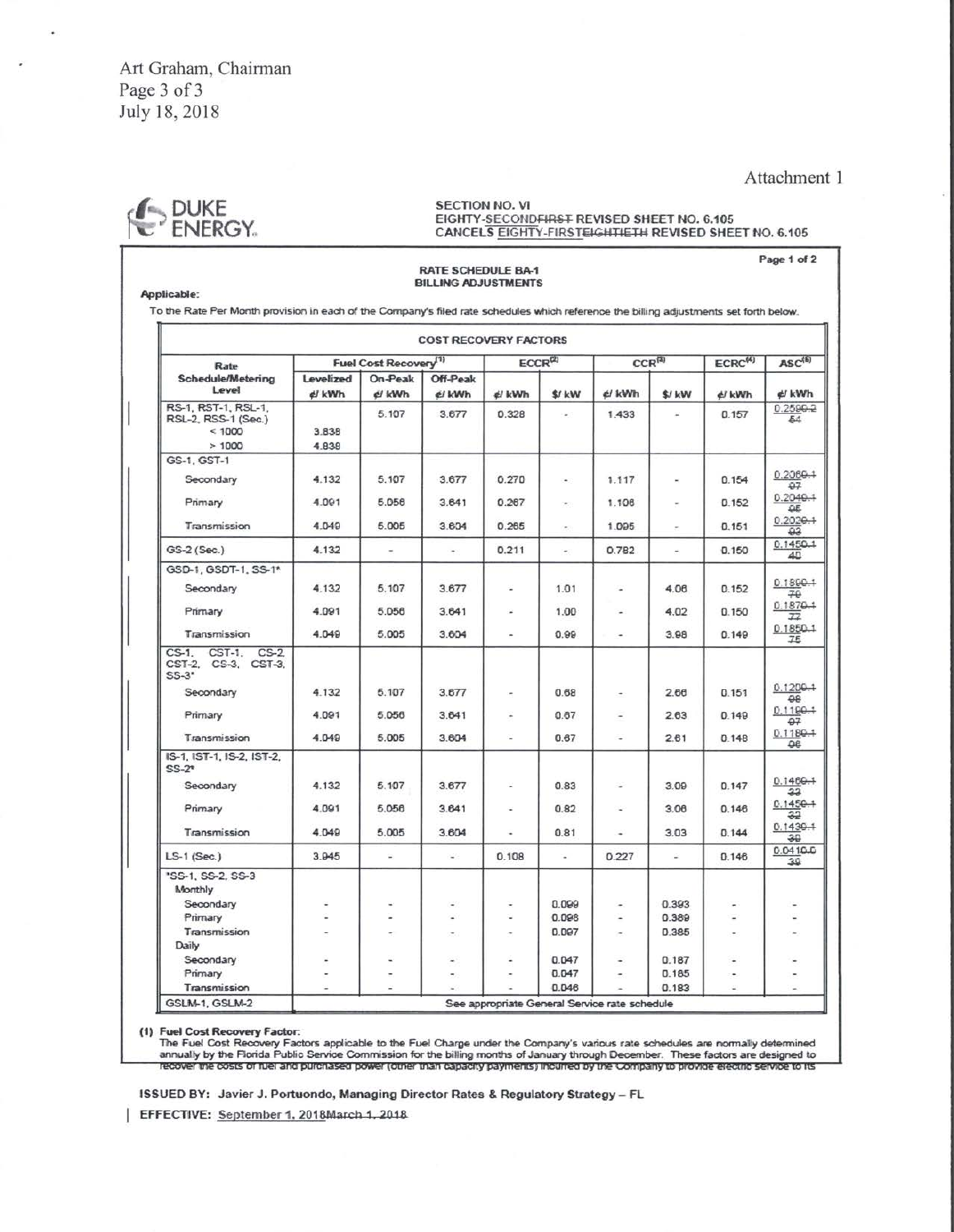Art Graham, Chairman
Page 3 of 3
July 18, 2018

Attachment 1

DUKE ENERGY

SECTION NO. VI
EIGHTY-SECONDFIRST REVISED SHEET NO. 6.105
CANCELS EIGHTY-FIRSTEIGHTIETH REVISED SHEET NO. 6.105

Page 1 of 2

## RATE SCHEDULE BA-1
## BILLING ADJUSTMENTS

**Applicable:**

To the Rate Per Month provision in each of the Company's filed rate schedules which reference the billing adjustments set forth below.

**COST RECOVERY FACTORS**

| Rate Schedule/Metering Level | Fuel Cost Recovery[1] | | | ECCR[2] | | CCR[3] | | ECRC[4] | ASC[5] |
|---|---|---|---|---|---|---|---|---|---|
| | Levelized ¢/ kWh | On-Peak ¢/ kWh | Off-Peak ¢/ kWh | ¢/ kWh | $/ kW | ¢/ kWh | $/ kW | ¢/ kWh | ¢/ kWh |
| RS-1, RST-1, RSL-1, RSL-2, RSS-1 (Sec.) | | 5.107 | 3.677 | 0.328 | - | 1.433 | - | 0.157 | 0.2590.254 |
| < 1000 | 3.838 | | | | | | | | |
| > 1000 | 4.838 | | | | | | | | |
| GS-1, GST-1 | | | | | | | | | |
| Secondary | 4.132 | 5.107 | 3.677 | 0.270 | - | 1.117 | - | 0.154 | 0.2060.107 |
| Primary | 4.091 | 5.056 | 3.641 | 0.267 | - | 1.106 | - | 0.152 | 0.2040.105 |
| Transmission | 4.049 | 5.005 | 3.604 | 0.265 | - | 1.095 | - | 0.151 | 0.2020.103 |
| GS-2 (Sec.) | 4.132 | - | - | 0.211 | - | 0.782 | - | 0.150 | 0.1450.140 |
| GSD-1, GSDT-1, SS-1* | | | | | | | | | |
| Secondary | 4.132 | 5.107 | 3.677 | - | 1.01 | - | 4.06 | 0.152 | 0.1890.179 |
| Primary | 4.091 | 5.056 | 3.641 | - | 1.00 | - | 4.02 | 0.150 | 0.1870.177 |
| Transmission | 4.049 | 5.005 | 3.604 | - | 0.99 | - | 3.98 | 0.149 | 0.1850.175 |
| CS-1, CST-1, CS-2, CST-2, CS-3, CST-3, SS-3* | | | | | | | | | |
| Secondary | 4.132 | 5.107 | 3.677 | - | 0.68 | - | 2.66 | 0.151 | 0.1200.108 |
| Primary | 4.091 | 5.056 | 3.641 | - | 0.67 | - | 2.63 | 0.149 | 0.1190.107 |
| Transmission | 4.049 | 5.005 | 3.604 | - | 0.67 | - | 2.61 | 0.148 | 0.1180.106 |
| IS-1, IST-1, IS-2, IST-2, SS-2* | | | | | | | | | |
| Secondary | 4.132 | 5.107 | 3.677 | - | 0.83 | - | 3.09 | 0.147 | 0.1460.133 |
| Primary | 4.091 | 5.056 | 3.641 | - | 0.82 | - | 3.06 | 0.146 | 0.1450.132 |
| Transmission | 4.049 | 5.005 | 3.604 | - | 0.81 | - | 3.03 | 0.144 | 0.1430.130 |
| LS-1 (Sec.) | 3.945 | - | - | 0.108 | - | 0.227 | - | 0.146 | 0.0410.039 |
| *SS-1, SS-2, SS-3 | | | | | | | | | |
| Monthly | | | | | | | | | |
| Secondary | - | - | - | - | 0.099 | - | 0.393 | - | - |
| Primary | - | - | - | - | 0.098 | - | 0.389 | - | - |
| Transmission | - | - | - | - | 0.097 | - | 0.385 | - | - |
| Daily | | | | | | | | | |
| Secondary | - | - | - | - | 0.047 | - | 0.187 | - | - |
| Primary | - | - | - | - | 0.047 | - | 0.185 | - | - |
| Transmission | - | - | - | - | 0.046 | - | 0.183 | - | - |
| GSLM-1, GSLM-2 | See appropriate General Service rate schedule | | | | | | | | |

**(1) Fuel Cost Recovery Factor:**
The Fuel Cost Recovery Factors applicable to the Fuel Charge under the Company's various rate schedules are normally determined annually by the Florida Public Service Commission for the billing months of January through December. These factors are designed to recover the costs of fuel and purchased power (other than capacity payments) incurred by the Company to provide electric service to its

**ISSUED BY: Javier J. Portuondo, Managing Director Rates & Regulatory Strategy – FL**

**EFFECTIVE:** September 1, 2018March 1, 2018